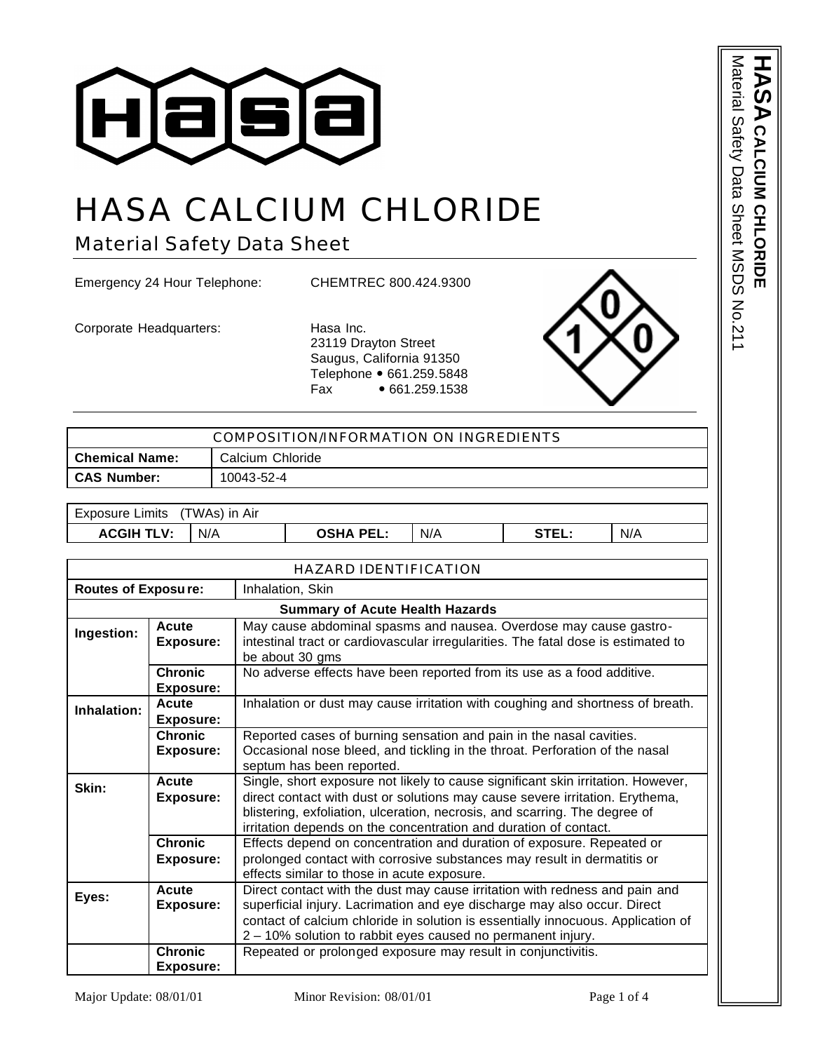# HASA CALCIUM CHLORIDE

## Material Safety Data Sheet

Emergency 24 Hour Telephone: CHEMTREC 800.424.9300

Corporate Headquarters: Hasa Inc.
23119 Drayton Street
Saugus, California 91350
Telephone • 661.259.5848
Fax • 661.259.1538

| COMPOSITION/INFORMATION ON INGREDIENTS | |
|---|---|
| **Chemical Name:** | Calcium Chloride |
| **CAS Number:** | 10043-52-4 |

| Exposure Limits (TWAs) in Air | | | | | |
|---|---|---|---|---|---|
| **ACGIH TLV:** | N/A | **OSHA PEL:** | N/A | **STEL:** | N/A |

| HAZARD IDENTIFICATION | | |
|---|---|---|
| **Routes of Exposure:** | | Inhalation, Skin |
| **Summary of Acute Health Hazards** | | |
| **Ingestion:** | **Acute Exposure:** | May cause abdominal spasms and nausea. Overdose may cause gastro-intestinal tract or cardiovascular irregularities. The fatal dose is estimated to be about 30 gms |
| | **Chronic Exposure:** | No adverse effects have been reported from its use as a food additive. |
| **Inhalation:** | **Acute Exposure:** | Inhalation or dust may cause irritation with coughing and shortness of breath. |
| | **Chronic Exposure:** | Reported cases of burning sensation and pain in the nasal cavities. Occasional nose bleed, and tickling in the throat. Perforation of the nasal septum has been reported. |
| **Skin:** | **Acute Exposure:** | Single, short exposure not likely to cause significant skin irritation. However, direct contact with dust or solutions may cause severe irritation. Erythema, blistering, exfoliation, ulceration, necrosis, and scarring. The degree of irritation depends on the concentration and duration of contact. |
| | **Chronic Exposure:** | Effects depend on concentration and duration of exposure. Repeated or prolonged contact with corrosive substances may result in dermatitis or effects similar to those in acute exposure. |
| **Eyes:** | **Acute Exposure:** | Direct contact with the dust may cause irritation with redness and pain and superficial injury. Lacrimation and eye discharge may also occur. Direct contact of calcium chloride in solution is essentially innocuous. Application of 2 – 10% solution to rabbit eyes caused no permanent injury. |
| | **Chronic Exposure:** | Repeated or prolonged exposure may result in conjunctivitis. |

Major Update: 08/01/01 Minor Revision: 08/01/01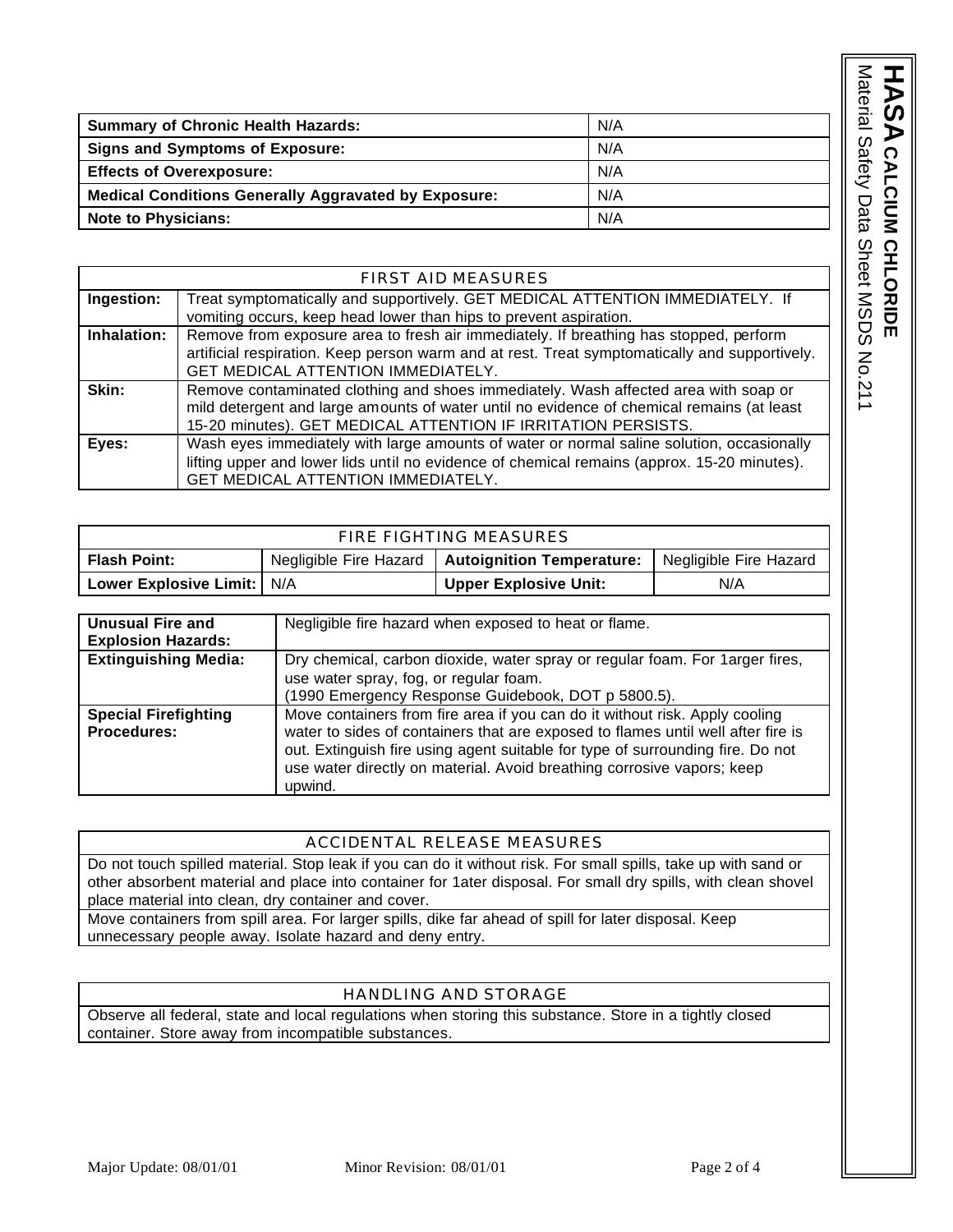| Summary of Chronic Health Hazards: | N/A |
|---|---|
| **Signs and Symptoms of Exposure:** | N/A |
| **Effects of Overexposure:** | N/A |
| **Medical Conditions Generally Aggravated by Exposure:** | N/A |
| **Note to Physicians:** | N/A |

## FIRST AID MEASURES

| | |
|---|---|
| **Ingestion:** | Treat symptomatically and supportively. GET MEDICAL ATTENTION IMMEDIATELY. If vomiting occurs, keep head lower than hips to prevent aspiration. |
| **Inhalation:** | Remove from exposure area to fresh air immediately. If breathing has stopped, perform artificial respiration. Keep person warm and at rest. Treat symptomatically and supportively. GET MEDICAL ATTENTION IMMEDIATELY. |
| **Skin:** | Remove contaminated clothing and shoes immediately. Wash affected area with soap or mild detergent and large amounts of water until no evidence of chemical remains (at least 15-20 minutes). GET MEDICAL ATTENTION IF IRRITATION PERSISTS. |
| **Eyes:** | Wash eyes immediately with large amounts of water or normal saline solution, occasionally lifting upper and lower lids until no evidence of chemical remains (approx. 15-20 minutes). GET MEDICAL ATTENTION IMMEDIATELY. |

## FIRE FIGHTING MEASURES

| | | | |
|---|---|---|---|
| **Flash Point:** | Negligible Fire Hazard | **Autoignition Temperature:** | Negligible Fire Hazard |
| **Lower Explosive Limit:** | N/A | **Upper Explosive Unit:** | N/A |

| | |
|---|---|
| **Unusual Fire and Explosion Hazards:** | Negligible fire hazard when exposed to heat or flame. |
| **Extinguishing Media:** | Dry chemical, carbon dioxide, water spray or regular foam. For 1arger fires, use water spray, fog, or regular foam. (1990 Emergency Response Guidebook, DOT p 5800.5). |
| **Special Firefighting Procedures:** | Move containers from fire area if you can do it without risk. Apply cooling water to sides of containers that are exposed to flames until well after fire is out. Extinguish fire using agent suitable for type of surrounding fire. Do not use water directly on material. Avoid breathing corrosive vapors; keep upwind. |

## ACCIDENTAL RELEASE MEASURES

Do not touch spilled material. Stop leak if you can do it without risk. For small spills, take up with sand or other absorbent material and place into container for 1ater disposal. For small dry spills, with clean shovel place material into clean, dry container and cover.

Move containers from spill area. For larger spills, dike far ahead of spill for later disposal. Keep unnecessary people away. Isolate hazard and deny entry.

## HANDLING AND STORAGE

Observe all federal, state and local regulations when storing this substance. Store in a tightly closed container. Store away from incompatible substances.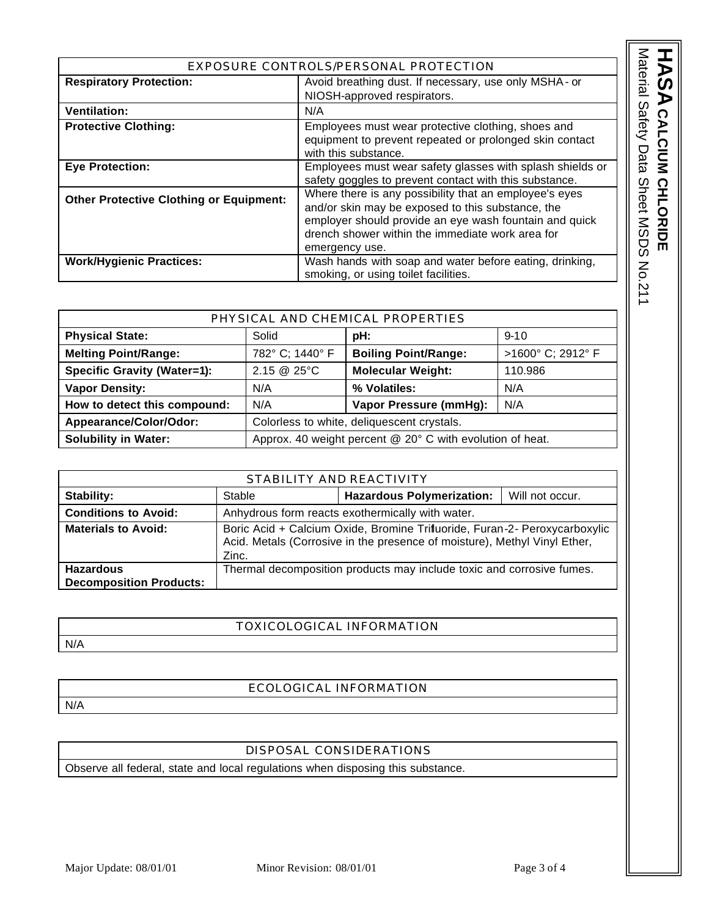## EXPOSURE CONTROLS/PERSONAL PROTECTION

| | |
|---|---|
| **Respiratory Protection:** | Avoid breathing dust. If necessary, use only MSHA- or NIOSH-approved respirators. |
| **Ventilation:** | N/A |
| **Protective Clothing:** | Employees must wear protective clothing, shoes and equipment to prevent repeated or prolonged skin contact with this substance. |
| **Eye Protection:** | Employees must wear safety glasses with splash shields or safety goggles to prevent contact with this substance. |
| **Other Protective Clothing or Equipment:** | Where there is any possibility that an employee's eyes and/or skin may be exposed to this substance, the employer should provide an eye wash fountain and quick drench shower within the immediate work area for emergency use. |
| **Work/Hygienic Practices:** | Wash hands with soap and water before eating, drinking, smoking, or using toilet facilities. |

## PHYSICAL AND CHEMICAL PROPERTIES

| | | | |
|---|---|---|---|
| **Physical State:** | Solid | **pH:** | 9-10 |
| **Melting Point/Range:** | 782° C; 1440° F | **Boiling Point/Range:** | >1600° C; 2912° F |
| **Specific Gravity (Water=1):** | 2.15 @ 25°C | **Molecular Weight:** | 110.986 |
| **Vapor Density:** | N/A | **% Volatiles:** | N/A |
| **How to detect this compound:** | N/A | **Vapor Pressure (mmHg):** | N/A |
| **Appearance/Color/Odor:** | Colorless to white, deliquescent crystals. | | |
| **Solubility in Water:** | Approx. 40 weight percent @ 20° C with evolution of heat. | | |

## STABILITY AND REACTIVITY

| | | | |
|---|---|---|---|
| **Stability:** | Stable | **Hazardous Polymerization:** | Will not occur. |
| **Conditions to Avoid:** | Anhydrous form reacts exothermically with water. | | |
| **Materials to Avoid:** | Boric Acid + Calcium Oxide, Bromine Trifluoride, Furan-2- Peroxycarboxylic Acid. Metals (Corrosive in the presence of moisture), Methyl Vinyl Ether, Zinc. | | |
| **Hazardous Decomposition Products:** | Thermal decomposition products may include toxic and corrosive fumes. | | |

## TOXICOLOGICAL INFORMATION

N/A

## ECOLOGICAL INFORMATION

N/A

## DISPOSAL CONSIDERATIONS

Observe all federal, state and local regulations when disposing this substance.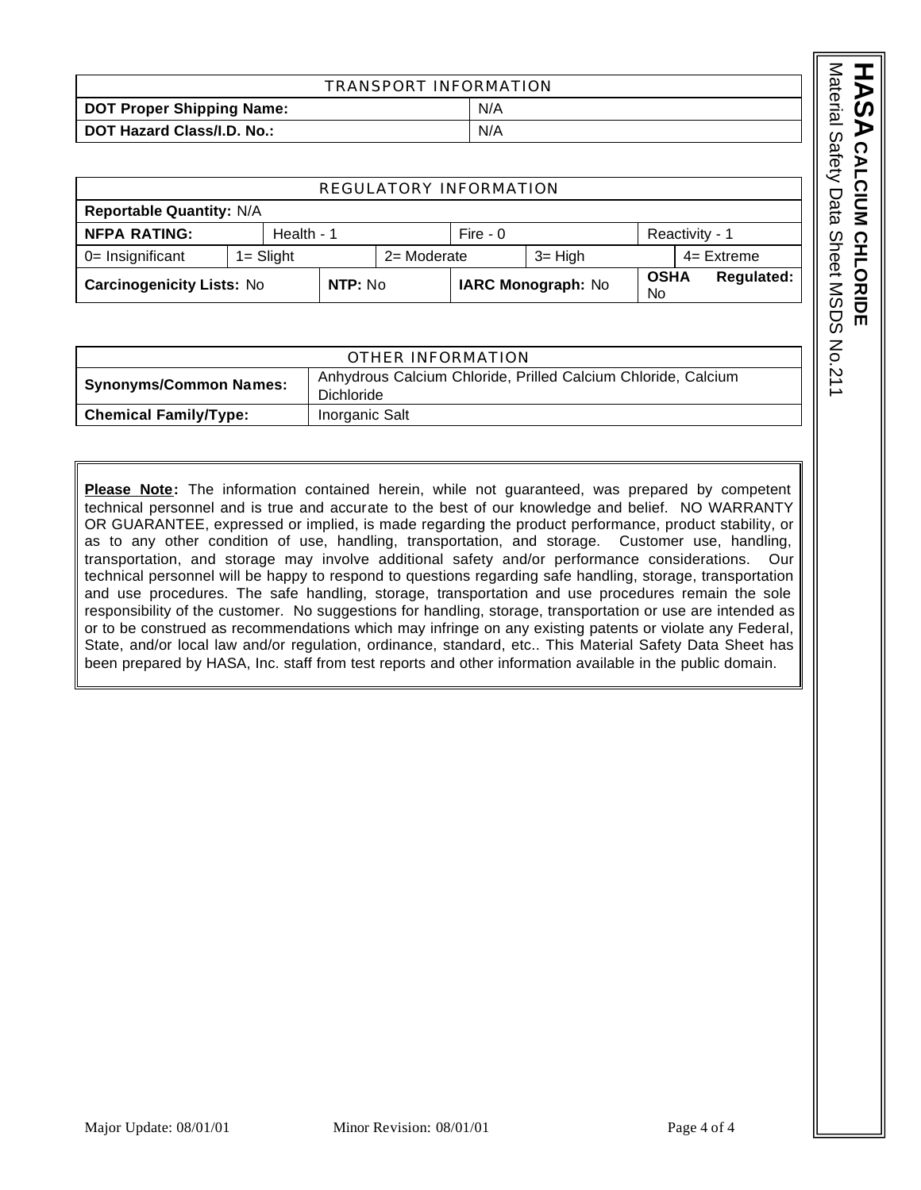## TRANSPORT INFORMATION

| | |
|---|---|
| **DOT Proper Shipping Name:** | N/A |
| **DOT Hazard Class/I.D. No.:** | N/A |

## REGULATORY INFORMATION

**Reportable Quantity:** N/A

| **NFPA RATING:** | Health - 1 | Fire - 0 | Reactivity - 1 | |
|---|---|---|---|---|
| 0= Insignificant | 1= Slight | 2= Moderate | 3= High | 4= Extreme |

| | | | |
|---|---|---|---|
| **Carcinogenicity Lists:** No | **NTP:** No | **IARC Monograph:** No | **OSHA Regulated:** No |

## OTHER INFORMATION

| | |
|---|---|
| **Synonyms/Common Names:** | Anhydrous Calcium Chloride, Prilled Calcium Chloride, Calcium Dichloride |
| **Chemical Family/Type:** | Inorganic Salt |

**Please Note:** The information contained herein, while not guaranteed, was prepared by competent technical personnel and is true and accurate to the best of our knowledge and belief. NO WARRANTY OR GUARANTEE, expressed or implied, is made regarding the product performance, product stability, or as to any other condition of use, handling, transportation, and storage. Customer use, handling, transportation, and storage may involve additional safety and/or performance considerations. Our technical personnel will be happy to respond to questions regarding safe handling, storage, transportation and use procedures. The safe handling, storage, transportation and use procedures remain the sole responsibility of the customer. No suggestions for handling, storage, transportation or use are intended as or to be construed as recommendations which may infringe on any existing patents or violate any Federal, State, and/or local law and/or regulation, ordinance, standard, etc.. This Material Safety Data Sheet has been prepared by HASA, Inc. staff from test reports and other information available in the public domain.